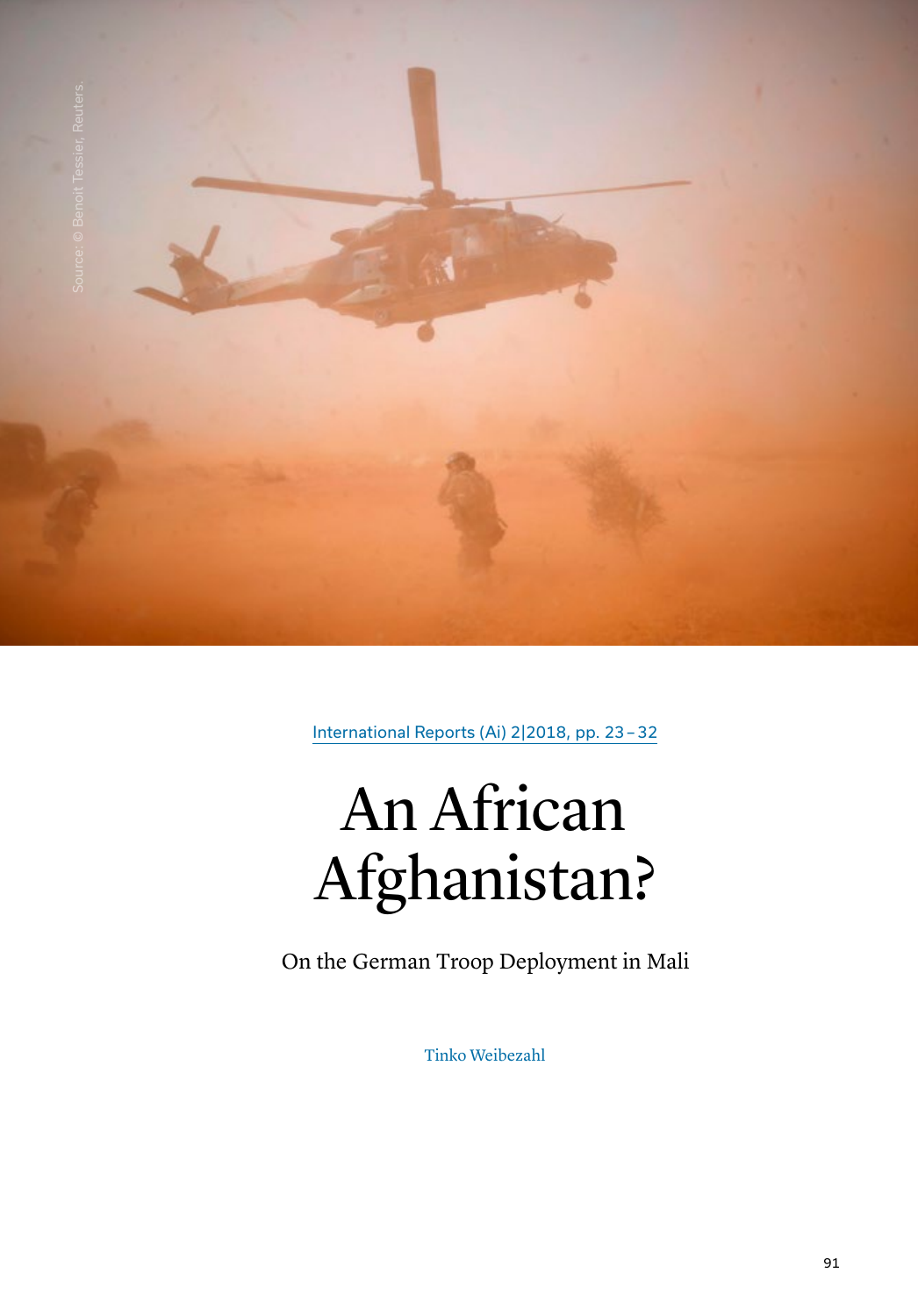Source: © Benoit Tessier, Reuters.

International Reports (Ai) 2|2018, pp. 23–32

# An African Afghanistan?

On the German Troop Deployment in Mali

Tinko Weibezahl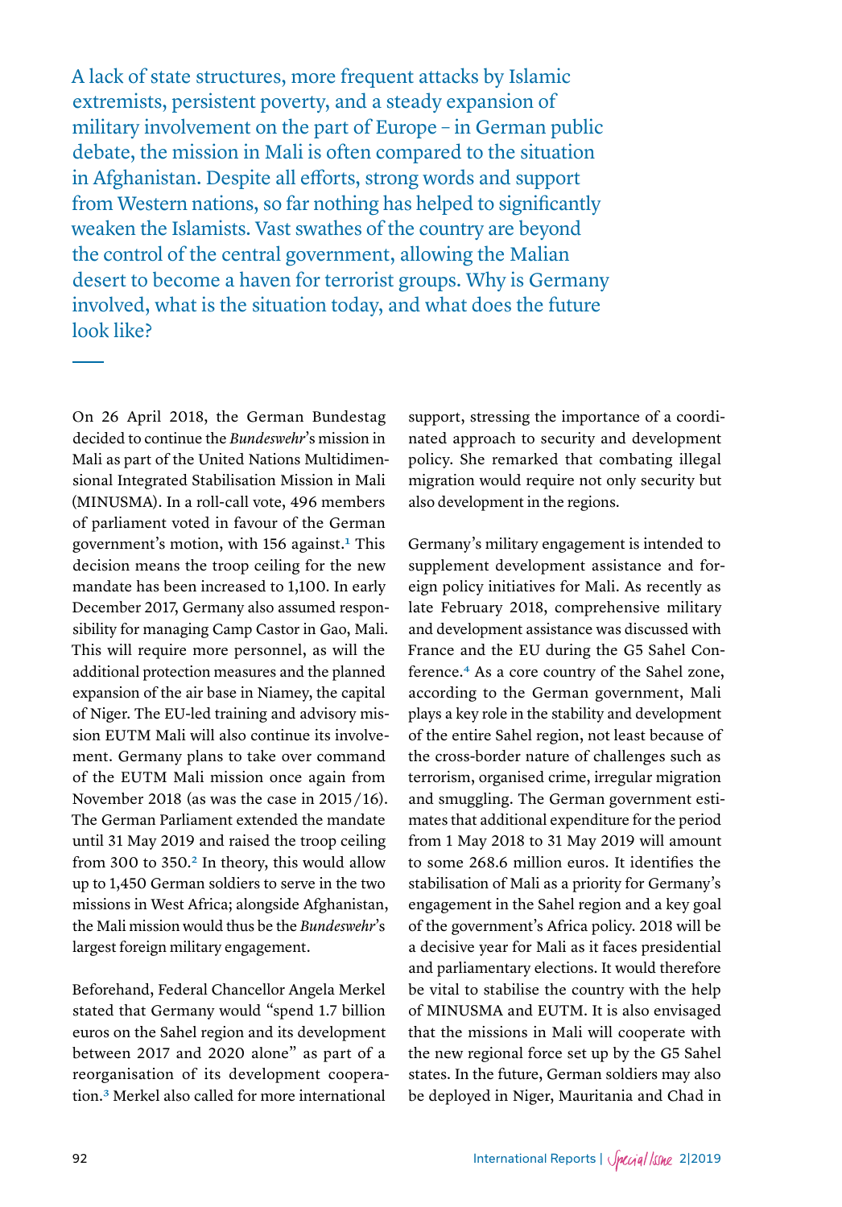A lack of state structures, more frequent attacks by Islamic extremists, persistent poverty, and a steady expansion of military involvement on the part of Europe – in German public debate, the mission in Mali is often compared to the situation in Afghanistan. Despite all efforts, strong words and support from Western nations, so far nothing has helped to significantly weaken the Islamists. Vast swathes of the country are beyond the control of the central government, allowing the Malian desert to become a haven for terrorist groups. Why is Germany involved, what is the situation today, and what does the future look like?

On 26 April 2018, the German Bundestag decided to continue the *Bundeswehr*'s mission in Mali as part of the United Nations Multidimensional Integrated Stabilisation Mission in Mali (MINUSMA). In a roll-call vote, 496 members of parliament voted in favour of the German government's motion, with 156 against.[1] This decision means the troop ceiling for the new mandate has been increased to 1,100. In early December 2017, Germany also assumed responsibility for managing Camp Castor in Gao, Mali. This will require more personnel, as will the additional protection measures and the planned expansion of the air base in Niamey, the capital of Niger. The EU-led training and advisory mission EUTM Mali will also continue its involvement. Germany plans to take over command of the EUTM Mali mission once again from November 2018 (as was the case in 2015/16). The German Parliament extended the mandate until 31 May 2019 and raised the troop ceiling from 300 to 350.[2] In theory, this would allow up to 1,450 German soldiers to serve in the two missions in West Africa; alongside Afghanistan, the Mali mission would thus be the *Bundeswehr*'s largest foreign military engagement.

Beforehand, Federal Chancellor Angela Merkel stated that Germany would "spend 1.7 billion euros on the Sahel region and its development between 2017 and 2020 alone" as part of a reorganisation of its development cooperation.[3] Merkel also called for more international support, stressing the importance of a coordinated approach to security and development policy. She remarked that combating illegal migration would require not only security but also development in the regions.

Germany's military engagement is intended to supplement development assistance and foreign policy initiatives for Mali. As recently as late February 2018, comprehensive military and development assistance was discussed with France and the EU during the G5 Sahel Conference.[4] As a core country of the Sahel zone, according to the German government, Mali plays a key role in the stability and development of the entire Sahel region, not least because of the cross-border nature of challenges such as terrorism, organised crime, irregular migration and smuggling. The German government estimates that additional expenditure for the period from 1 May 2018 to 31 May 2019 will amount to some 268.6 million euros. It identifies the stabilisation of Mali as a priority for Germany's engagement in the Sahel region and a key goal of the government's Africa policy. 2018 will be a decisive year for Mali as it faces presidential and parliamentary elections. It would therefore be vital to stabilise the country with the help of MINUSMA and EUTM. It is also envisaged that the missions in Mali will cooperate with the new regional force set up by the G5 Sahel states. In the future, German soldiers may also be deployed in Niger, Mauritania and Chad in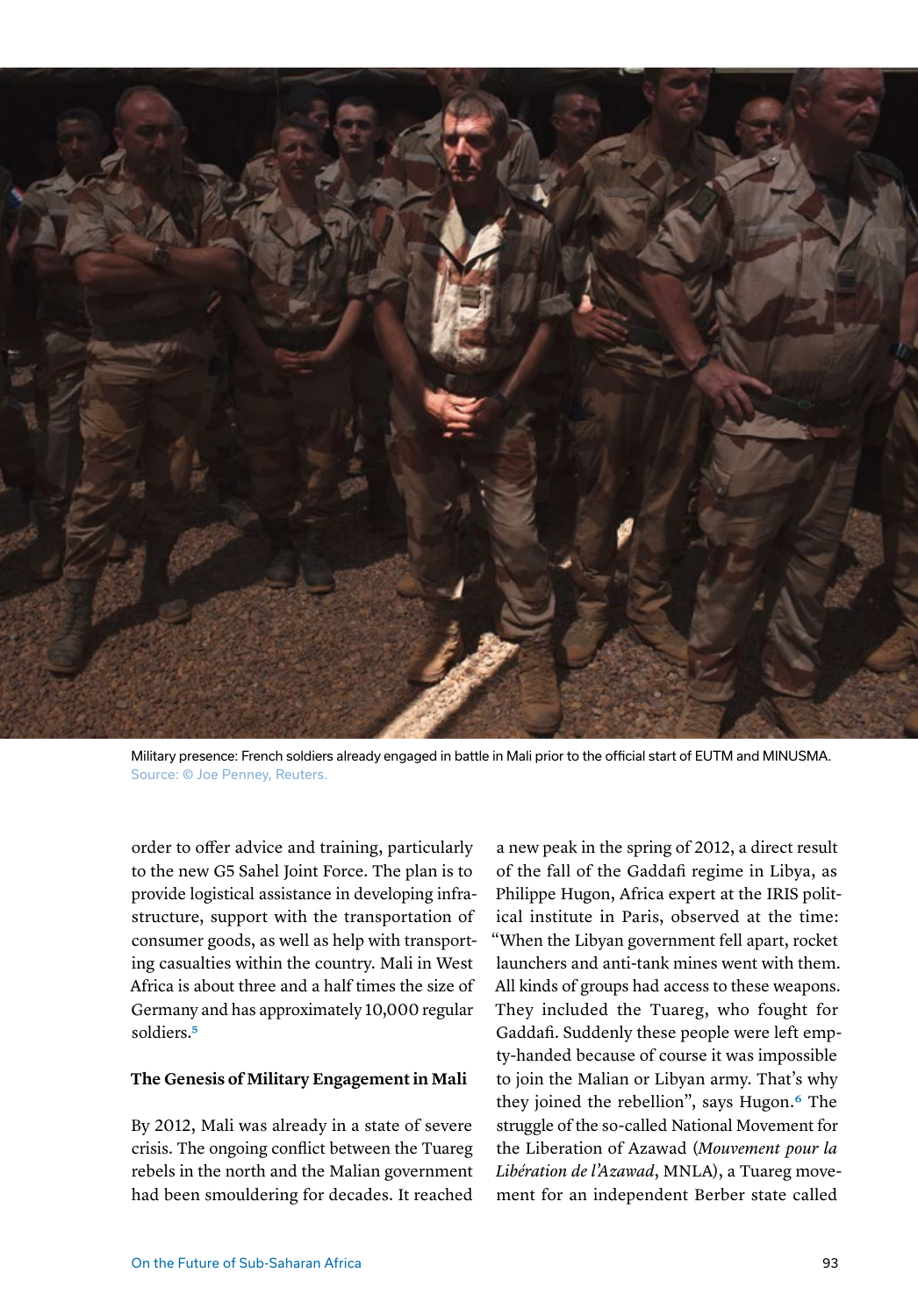Military presence: French soldiers already engaged in battle in Mali prior to the official start of EUTM and MINUSMA.
Source: © Joe Penney, Reuters.

order to offer advice and training, particularly to the new G5 Sahel Joint Force. The plan is to provide logistical assistance in developing infrastructure, support with the transportation of consumer goods, as well as help with transporting casualties within the country. Mali in West Africa is about three and a half times the size of Germany and has approximately 10,000 regular soldiers.[5]

### The Genesis of Military Engagement in Mali

By 2012, Mali was already in a state of severe crisis. The ongoing conflict between the Tuareg rebels in the north and the Malian government had been smouldering for decades. It reached a new peak in the spring of 2012, a direct result of the fall of the Gaddafi regime in Libya, as Philippe Hugon, Africa expert at the IRIS political institute in Paris, observed at the time: "When the Libyan government fell apart, rocket launchers and anti-tank mines went with them. All kinds of groups had access to these weapons. They included the Tuareg, who fought for Gaddafi. Suddenly these people were left empty-handed because of course it was impossible to join the Malian or Libyan army. That's why they joined the rebellion", says Hugon.[6] The struggle of the so-called National Movement for the Liberation of Azawad (*Mouvement pour la Libération de l'Azawad*, MNLA), a Tuareg movement for an independent Berber state called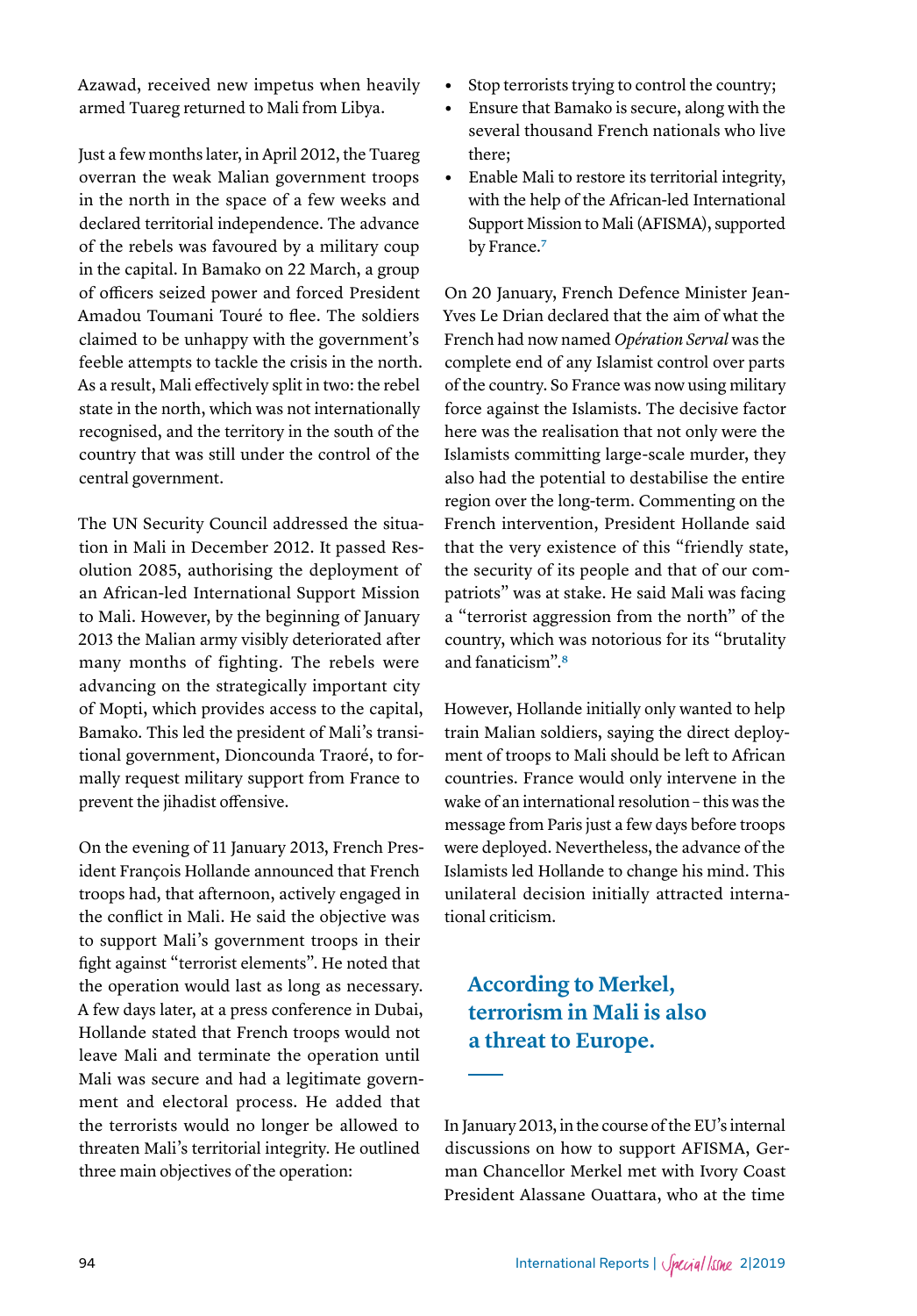Azawad, received new impetus when heavily armed Tuareg returned to Mali from Libya.

Just a few months later, in April 2012, the Tuareg overran the weak Malian government troops in the north in the space of a few weeks and declared territorial independence. The advance of the rebels was favoured by a military coup in the capital. In Bamako on 22 March, a group of officers seized power and forced President Amadou Toumani Touré to flee. The soldiers claimed to be unhappy with the government's feeble attempts to tackle the crisis in the north. As a result, Mali effectively split in two: the rebel state in the north, which was not internationally recognised, and the territory in the south of the country that was still under the control of the central government.

The UN Security Council addressed the situation in Mali in December 2012. It passed Resolution 2085, authorising the deployment of an African-led International Support Mission to Mali. However, by the beginning of January 2013 the Malian army visibly deteriorated after many months of fighting. The rebels were advancing on the strategically important city of Mopti, which provides access to the capital, Bamako. This led the president of Mali's transitional government, Dioncounda Traoré, to formally request military support from France to prevent the jihadist offensive.

On the evening of 11 January 2013, French President François Hollande announced that French troops had, that afternoon, actively engaged in the conflict in Mali. He said the objective was to support Mali's government troops in their fight against "terrorist elements". He noted that the operation would last as long as necessary. A few days later, at a press conference in Dubai, Hollande stated that French troops would not leave Mali and terminate the operation until Mali was secure and had a legitimate government and electoral process. He added that the terrorists would no longer be allowed to threaten Mali's territorial integrity. He outlined three main objectives of the operation:

- Stop terrorists trying to control the country;
- Ensure that Bamako is secure, along with the several thousand French nationals who live there;
- Enable Mali to restore its territorial integrity, with the help of the African-led International Support Mission to Mali (AFISMA), supported by France.[7]

On 20 January, French Defence Minister Jean-Yves Le Drian declared that the aim of what the French had now named *Opération Serval* was the complete end of any Islamist control over parts of the country. So France was now using military force against the Islamists. The decisive factor here was the realisation that not only were the Islamists committing large-scale murder, they also had the potential to destabilise the entire region over the long-term. Commenting on the French intervention, President Hollande said that the very existence of this "friendly state, the security of its people and that of our compatriots" was at stake. He said Mali was facing a "terrorist aggression from the north" of the country, which was notorious for its "brutality and fanaticism".[8]

However, Hollande initially only wanted to help train Malian soldiers, saying the direct deployment of troops to Mali should be left to African countries. France would only intervene in the wake of an international resolution – this was the message from Paris just a few days before troops were deployed. Nevertheless, the advance of the Islamists led Hollande to change his mind. This unilateral decision initially attracted international criticism.

> **According to Merkel, terrorism in Mali is also a threat to Europe.**

In January 2013, in the course of the EU's internal discussions on how to support AFISMA, German Chancellor Merkel met with Ivory Coast President Alassane Ouattara, who at the time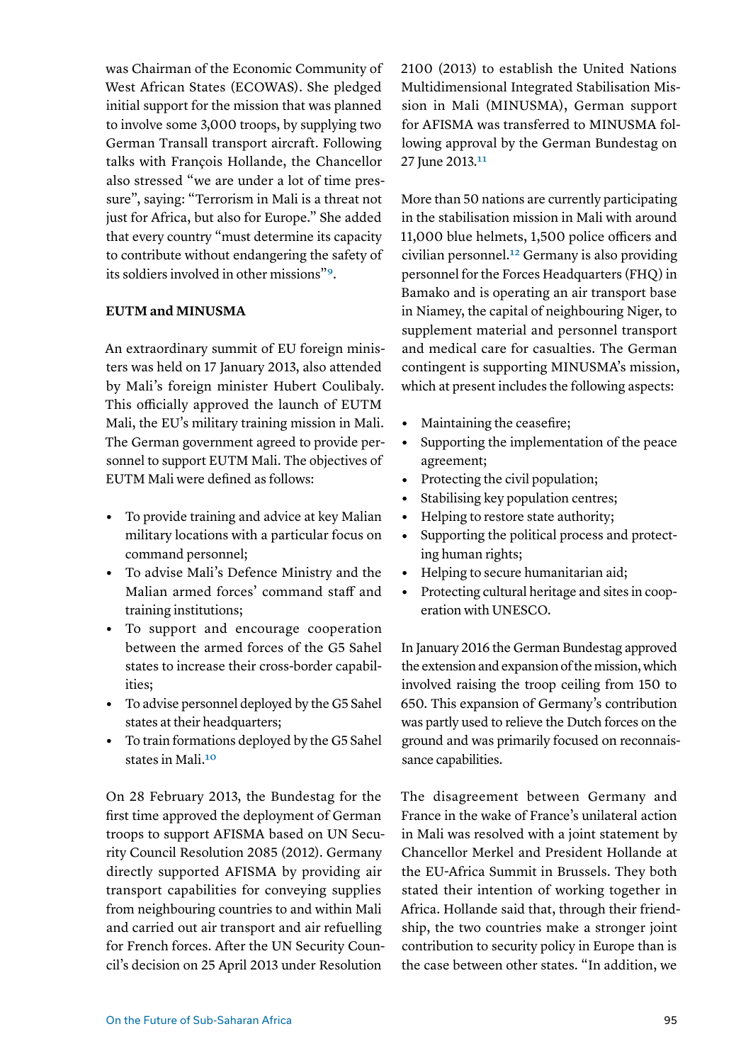was Chairman of the Economic Community of West African States (ECOWAS). She pledged initial support for the mission that was planned to involve some 3,000 troops, by supplying two German Transall transport aircraft. Following talks with François Hollande, the Chancellor also stressed "we are under a lot of time pressure", saying: "Terrorism in Mali is a threat not just for Africa, but also for Europe." She added that every country "must determine its capacity to contribute without endangering the safety of its soldiers involved in other missions"[9].

**EUTM and MINUSMA**

An extraordinary summit of EU foreign ministers was held on 17 January 2013, also attended by Mali's foreign minister Hubert Coulibaly. This officially approved the launch of EUTM Mali, the EU's military training mission in Mali. The German government agreed to provide personnel to support EUTM Mali. The objectives of EUTM Mali were defined as follows:

- To provide training and advice at key Malian military locations with a particular focus on command personnel;
- To advise Mali's Defence Ministry and the Malian armed forces' command staff and training institutions;
- To support and encourage cooperation between the armed forces of the G5 Sahel states to increase their cross-border capabilities;
- To advise personnel deployed by the G5 Sahel states at their headquarters;
- To train formations deployed by the G5 Sahel states in Mali.[10]

On 28 February 2013, the Bundestag for the first time approved the deployment of German troops to support AFISMA based on UN Security Council Resolution 2085 (2012). Germany directly supported AFISMA by providing air transport capabilities for conveying supplies from neighbouring countries to and within Mali and carried out air transport and air refuelling for French forces. After the UN Security Council's decision on 25 April 2013 under Resolution 2100 (2013) to establish the United Nations Multidimensional Integrated Stabilisation Mission in Mali (MINUSMA), German support for AFISMA was transferred to MINUSMA following approval by the German Bundestag on 27 June 2013.[11]

More than 50 nations are currently participating in the stabilisation mission in Mali with around 11,000 blue helmets, 1,500 police officers and civilian personnel.[12] Germany is also providing personnel for the Forces Headquarters (FHQ) in Bamako and is operating an air transport base in Niamey, the capital of neighbouring Niger, to supplement material and personnel transport and medical care for casualties. The German contingent is supporting MINUSMA's mission, which at present includes the following aspects:

- Maintaining the ceasefire;
- Supporting the implementation of the peace agreement;
- Protecting the civil population;
- Stabilising key population centres;
- Helping to restore state authority;
- Supporting the political process and protecting human rights;
- Helping to secure humanitarian aid;
- Protecting cultural heritage and sites in cooperation with UNESCO.

In January 2016 the German Bundestag approved the extension and expansion of the mission, which involved raising the troop ceiling from 150 to 650. This expansion of Germany's contribution was partly used to relieve the Dutch forces on the ground and was primarily focused on reconnaissance capabilities.

The disagreement between Germany and France in the wake of France's unilateral action in Mali was resolved with a joint statement by Chancellor Merkel and President Hollande at the EU-Africa Summit in Brussels. They both stated their intention of working together in Africa. Hollande said that, through their friendship, the two countries make a stronger joint contribution to security policy in Europe than is the case between other states. "In addition, we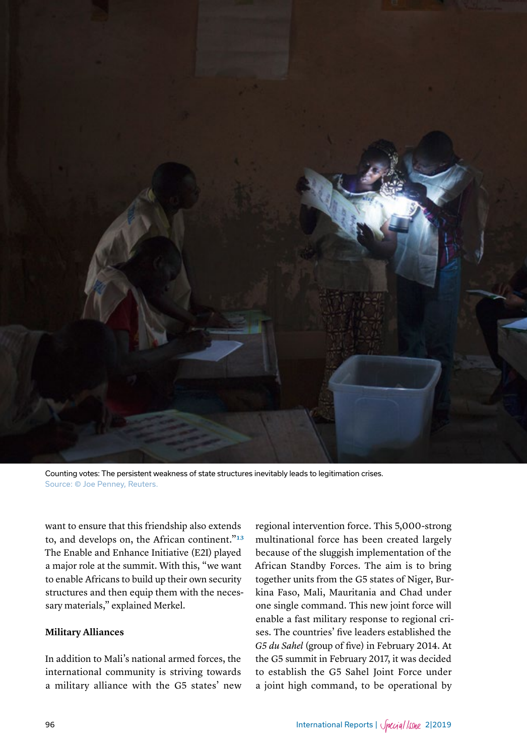Counting votes: The persistent weakness of state structures inevitably leads to legitimation crises.
Source: © Joe Penney, Reuters.

want to ensure that this friendship also extends to, and develops on, the African continent."[13] The Enable and Enhance Initiative (E2I) played a major role at the summit. With this, "we want to enable Africans to build up their own security structures and then equip them with the necessary materials," explained Merkel.

### Military Alliances

In addition to Mali's national armed forces, the international community is striving towards a military alliance with the G5 states' new regional intervention force. This 5,000-strong multinational force has been created largely because of the sluggish implementation of the African Standby Forces. The aim is to bring together units from the G5 states of Niger, Burkina Faso, Mali, Mauritania and Chad under one single command. This new joint force will enable a fast military response to regional crises. The countries' five leaders established the *G5 du Sahel* (group of five) in February 2014. At the G5 summit in February 2017, it was decided to establish the G5 Sahel Joint Force under a joint high command, to be operational by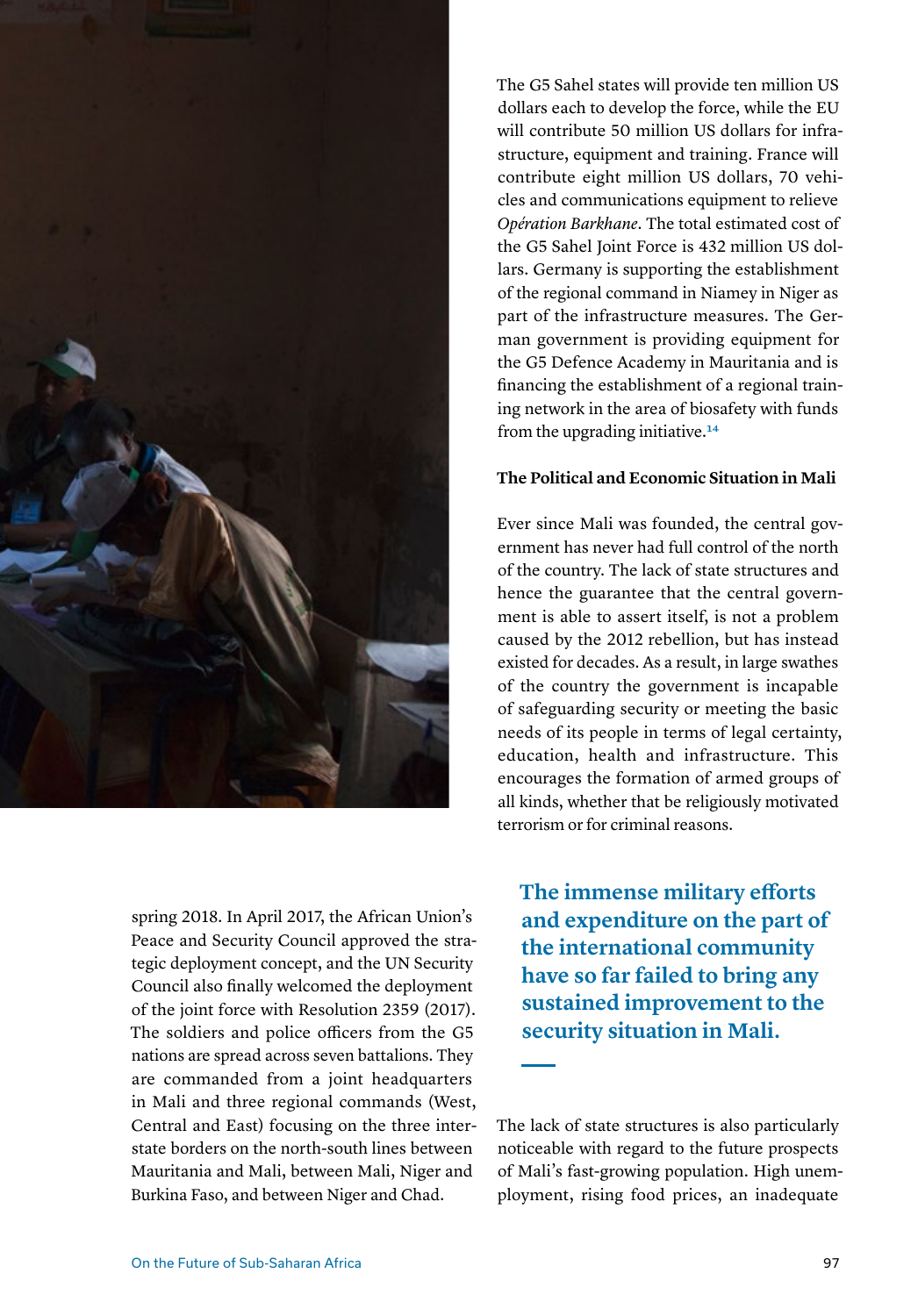spring 2018. In April 2017, the African Union's Peace and Security Council approved the strategic deployment concept, and the UN Security Council also finally welcomed the deployment of the joint force with Resolution 2359 (2017). The soldiers and police officers from the G5 nations are spread across seven battalions. They are commanded from a joint headquarters in Mali and three regional commands (West, Central and East) focusing on the three inter-state borders on the north-south lines between Mauritania and Mali, between Mali, Niger and Burkina Faso, and between Niger and Chad.

The G5 Sahel states will provide ten million US dollars each to develop the force, while the EU will contribute 50 million US dollars for infrastructure, equipment and training. France will contribute eight million US dollars, 70 vehicles and communications equipment to relieve *Opération Barkhane*. The total estimated cost of the G5 Sahel Joint Force is 432 million US dollars. Germany is supporting the establishment of the regional command in Niamey in Niger as part of the infrastructure measures. The German government is providing equipment for the G5 Defence Academy in Mauritania and is financing the establishment of a regional training network in the area of biosafety with funds from the upgrading initiative.[14]

### The Political and Economic Situation in Mali

Ever since Mali was founded, the central government has never had full control of the north of the country. The lack of state structures and hence the guarantee that the central government is able to assert itself, is not a problem caused by the 2012 rebellion, but has instead existed for decades. As a result, in large swathes of the country the government is incapable of safeguarding security or meeting the basic needs of its people in terms of legal certainty, education, health and infrastructure. This encourages the formation of armed groups of all kinds, whether that be religiously motivated terrorism or for criminal reasons.

**The immense military efforts and expenditure on the part of the international community have so far failed to bring any sustained improvement to the security situation in Mali.**

The lack of state structures is also particularly noticeable with regard to the future prospects of Mali's fast-growing population. High unemployment, rising food prices, an inadequate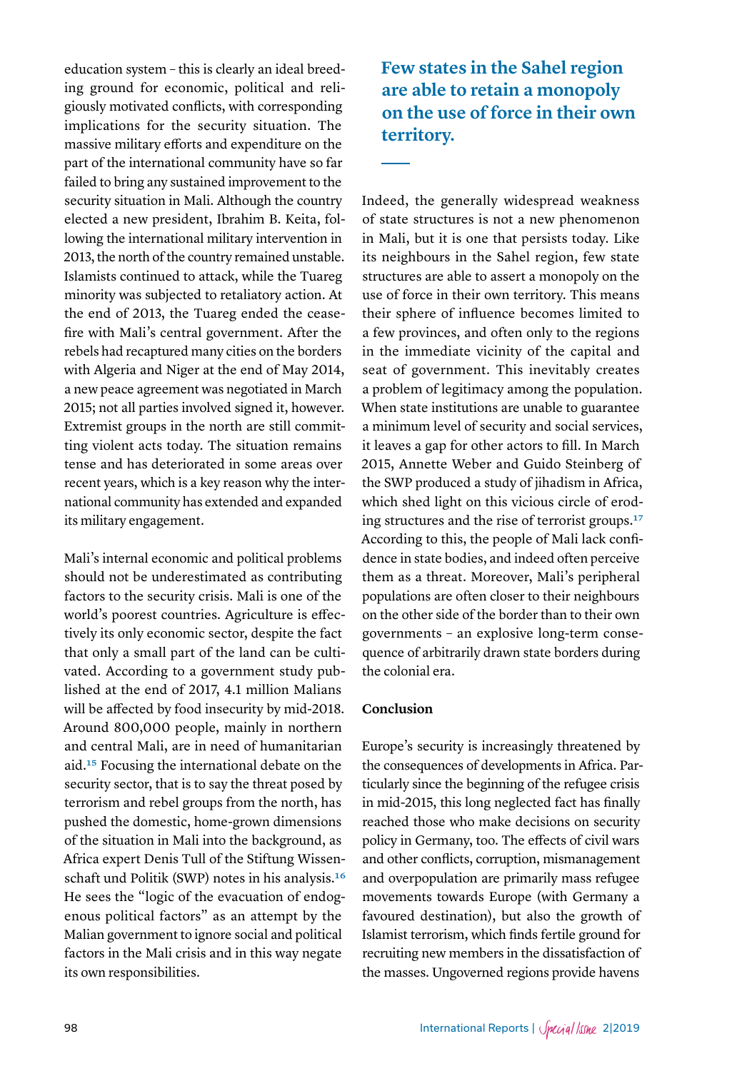education system – this is clearly an ideal breeding ground for economic, political and religiously motivated conflicts, with corresponding implications for the security situation. The massive military efforts and expenditure on the part of the international community have so far failed to bring any sustained improvement to the security situation in Mali. Although the country elected a new president, Ibrahim B. Keita, following the international military intervention in 2013, the north of the country remained unstable. Islamists continued to attack, while the Tuareg minority was subjected to retaliatory action. At the end of 2013, the Tuareg ended the ceasefire with Mali's central government. After the rebels had recaptured many cities on the borders with Algeria and Niger at the end of May 2014, a new peace agreement was negotiated in March 2015; not all parties involved signed it, however. Extremist groups in the north are still committing violent acts today. The situation remains tense and has deteriorated in some areas over recent years, which is a key reason why the international community has extended and expanded its military engagement.

Mali's internal economic and political problems should not be underestimated as contributing factors to the security crisis. Mali is one of the world's poorest countries. Agriculture is effectively its only economic sector, despite the fact that only a small part of the land can be cultivated. According to a government study published at the end of 2017, 4.1 million Malians will be affected by food insecurity by mid-2018. Around 800,000 people, mainly in northern and central Mali, are in need of humanitarian aid.[15] Focusing the international debate on the security sector, that is to say the threat posed by terrorism and rebel groups from the north, has pushed the domestic, home-grown dimensions of the situation in Mali into the background, as Africa expert Denis Tull of the Stiftung Wissenschaft und Politik (SWP) notes in his analysis.[16] He sees the "logic of the evacuation of endogenous political factors" as an attempt by the Malian government to ignore social and political factors in the Mali crisis and in this way negate its own responsibilities.

**Few states in the Sahel region are able to retain a monopoly on the use of force in their own territory.**

Indeed, the generally widespread weakness of state structures is not a new phenomenon in Mali, but it is one that persists today. Like its neighbours in the Sahel region, few state structures are able to assert a monopoly on the use of force in their own territory. This means their sphere of influence becomes limited to a few provinces, and often only to the regions in the immediate vicinity of the capital and seat of government. This inevitably creates a problem of legitimacy among the population. When state institutions are unable to guarantee a minimum level of security and social services, it leaves a gap for other actors to fill. In March 2015, Annette Weber and Guido Steinberg of the SWP produced a study of jihadism in Africa, which shed light on this vicious circle of eroding structures and the rise of terrorist groups.[17] According to this, the people of Mali lack confidence in state bodies, and indeed often perceive them as a threat. Moreover, Mali's peripheral populations are often closer to their neighbours on the other side of the border than to their own governments – an explosive long-term consequence of arbitrarily drawn state borders during the colonial era.

## Conclusion

Europe's security is increasingly threatened by the consequences of developments in Africa. Particularly since the beginning of the refugee crisis in mid-2015, this long neglected fact has finally reached those who make decisions on security policy in Germany, too. The effects of civil wars and other conflicts, corruption, mismanagement and overpopulation are primarily mass refugee movements towards Europe (with Germany a favoured destination), but also the growth of Islamist terrorism, which finds fertile ground for recruiting new members in the dissatisfaction of the masses. Ungoverned regions provide havens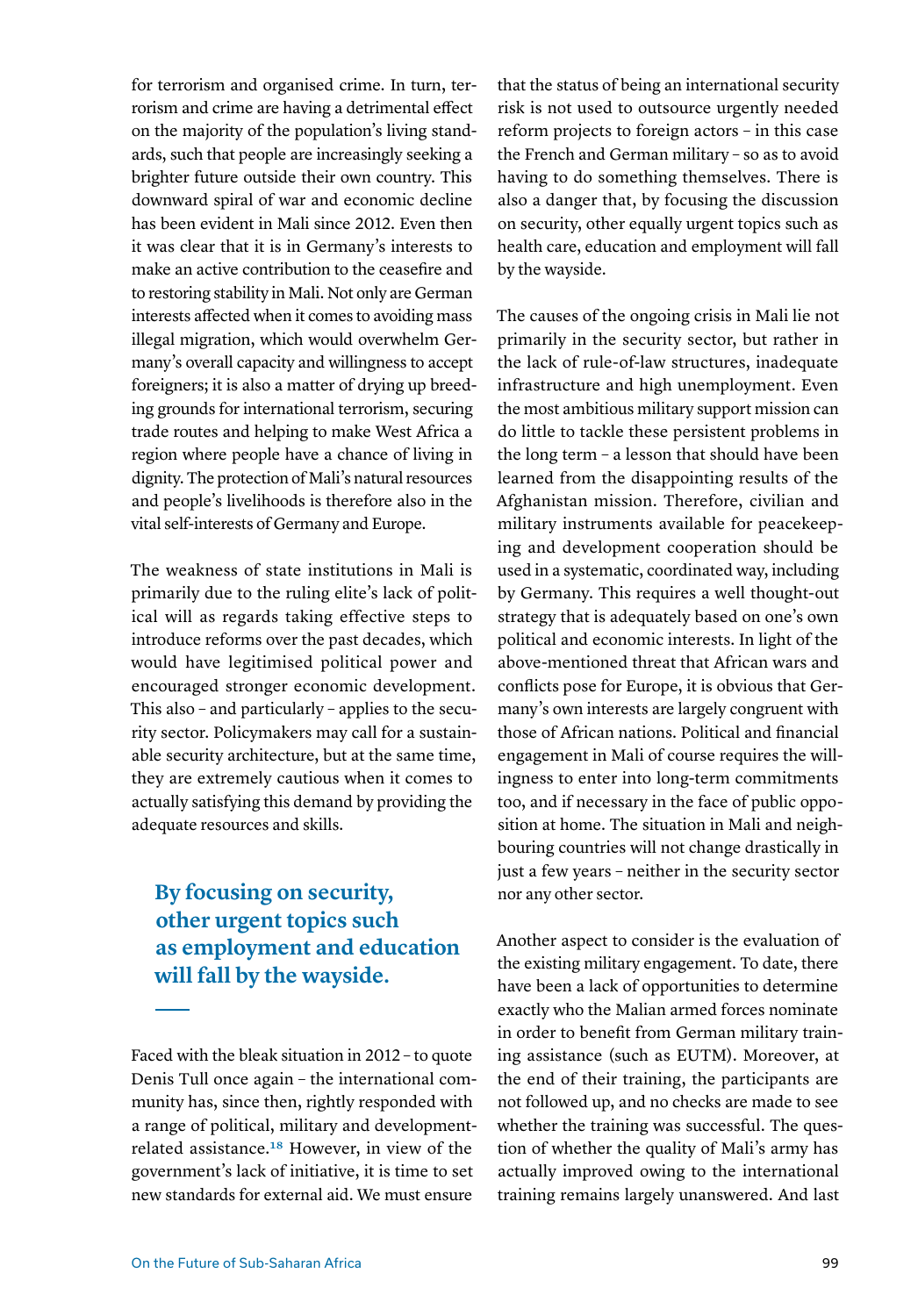for terrorism and organised crime. In turn, terrorism and crime are having a detrimental effect on the majority of the population's living standards, such that people are increasingly seeking a brighter future outside their own country. This downward spiral of war and economic decline has been evident in Mali since 2012. Even then it was clear that it is in Germany's interests to make an active contribution to the ceasefire and to restoring stability in Mali. Not only are German interests affected when it comes to avoiding mass illegal migration, which would overwhelm Germany's overall capacity and willingness to accept foreigners; it is also a matter of drying up breeding grounds for international terrorism, securing trade routes and helping to make West Africa a region where people have a chance of living in dignity. The protection of Mali's natural resources and people's livelihoods is therefore also in the vital self-interests of Germany and Europe.

The weakness of state institutions in Mali is primarily due to the ruling elite's lack of political will as regards taking effective steps to introduce reforms over the past decades, which would have legitimised political power and encouraged stronger economic development. This also – and particularly – applies to the security sector. Policymakers may call for a sustainable security architecture, but at the same time, they are extremely cautious when it comes to actually satisfying this demand by providing the adequate resources and skills.

**By focusing on security, other urgent topics such as employment and education will fall by the wayside.**

Faced with the bleak situation in 2012 – to quote Denis Tull once again – the international community has, since then, rightly responded with a range of political, military and development-related assistance.[18] However, in view of the government's lack of initiative, it is time to set new standards for external aid. We must ensure that the status of being an international security risk is not used to outsource urgently needed reform projects to foreign actors – in this case the French and German military – so as to avoid having to do something themselves. There is also a danger that, by focusing the discussion on security, other equally urgent topics such as health care, education and employment will fall by the wayside.

The causes of the ongoing crisis in Mali lie not primarily in the security sector, but rather in the lack of rule-of-law structures, inadequate infrastructure and high unemployment. Even the most ambitious military support mission can do little to tackle these persistent problems in the long term – a lesson that should have been learned from the disappointing results of the Afghanistan mission. Therefore, civilian and military instruments available for peacekeeping and development cooperation should be used in a systematic, coordinated way, including by Germany. This requires a well thought-out strategy that is adequately based on one's own political and economic interests. In light of the above-mentioned threat that African wars and conflicts pose for Europe, it is obvious that Germany's own interests are largely congruent with those of African nations. Political and financial engagement in Mali of course requires the willingness to enter into long-term commitments too, and if necessary in the face of public opposition at home. The situation in Mali and neighbouring countries will not change drastically in just a few years – neither in the security sector nor any other sector.

Another aspect to consider is the evaluation of the existing military engagement. To date, there have been a lack of opportunities to determine exactly who the Malian armed forces nominate in order to benefit from German military training assistance (such as EUTM). Moreover, at the end of their training, the participants are not followed up, and no checks are made to see whether the training was successful. The question of whether the quality of Mali's army has actually improved owing to the international training remains largely unanswered. And last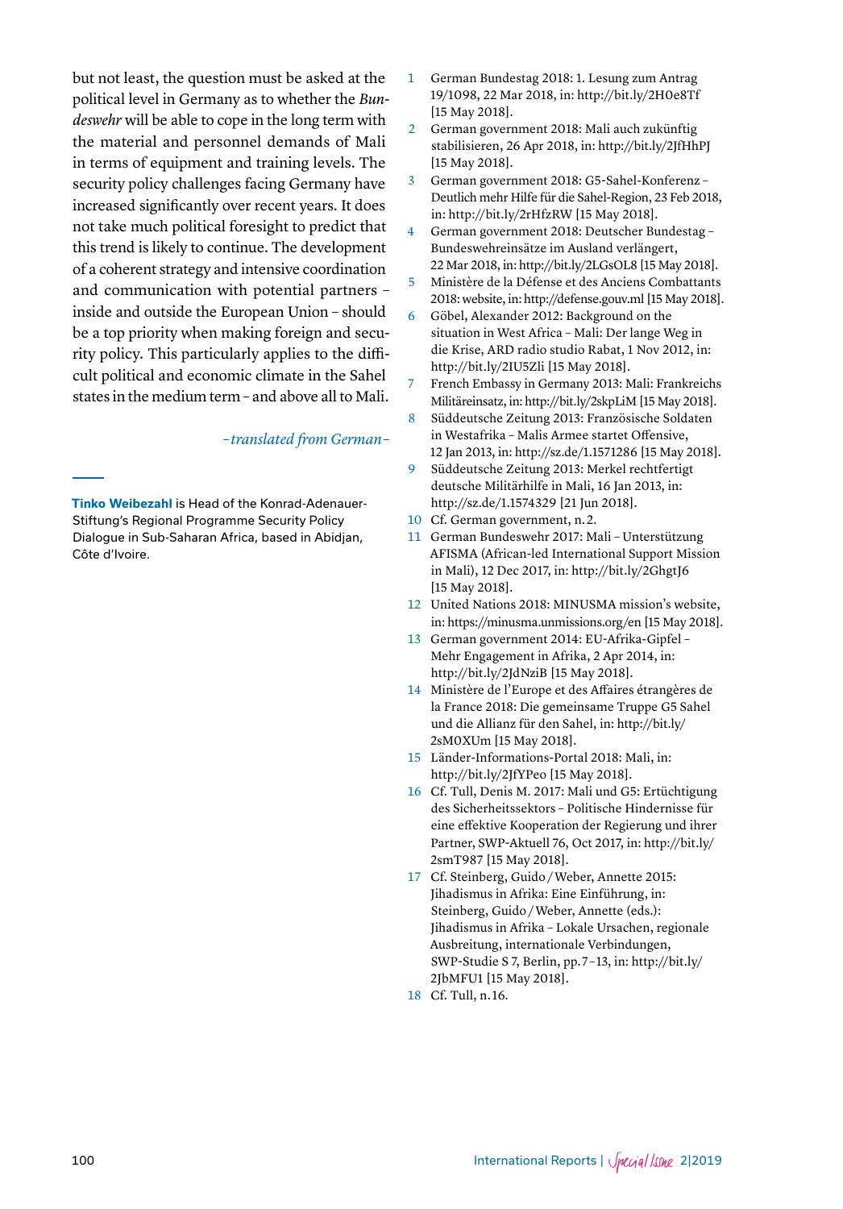but not least, the question must be asked at the political level in Germany as to whether the *Bundeswehr* will be able to cope in the long term with the material and personnel demands of Mali in terms of equipment and training levels. The security policy challenges facing Germany have increased significantly over recent years. It does not take much political foresight to predict that this trend is likely to continue. The development of a coherent strategy and intensive coordination and communication with potential partners – inside and outside the European Union – should be a top priority when making foreign and security policy. This particularly applies to the difficult political and economic climate in the Sahel states in the medium term – and above all to Mali.

*–translated from German–*

---

**Tinko Weibezahl** is Head of the Konrad-Adenauer-Stiftung's Regional Programme Security Policy Dialogue in Sub-Saharan Africa, based in Abidjan, Côte d'Ivoire.

1. German Bundestag 2018: 1. Lesung zum Antrag 19/1098, 22 Mar 2018, in: http://bit.ly/2H0e8Tf [15 May 2018].
2. German government 2018: Mali auch zukünftig stabilisieren, 26 Apr 2018, in: http://bit.ly/2JfHhPJ [15 May 2018].
3. German government 2018: G5-Sahel-Konferenz – Deutlich mehr Hilfe für die Sahel-Region, 23 Feb 2018, in: http://bit.ly/2rHfzRW [15 May 2018].
4. German government 2018: Deutscher Bundestag – Bundeswehreinsätze im Ausland verlängert, 22 Mar 2018, in: http://bit.ly/2LGsOL8 [15 May 2018].
5. Ministère de la Défense et des Anciens Combattants 2018: website, in: http://defense.gouv.ml [15 May 2018].
6. Göbel, Alexander 2012: Background on the situation in West Africa – Mali: Der lange Weg in die Krise, ARD radio studio Rabat, 1 Nov 2012, in: http://bit.ly/2IU5Zli [15 May 2018].
7. French Embassy in Germany 2013: Mali: Frankreichs Militäreinsatz, in: http://bit.ly/2skpLiM [15 May 2018].
8. Süddeutsche Zeitung 2013: Französische Soldaten in Westafrika – Malis Armee startet Offensive, 12 Jan 2013, in: http://sz.de/1.1571286 [15 May 2018].
9. Süddeutsche Zeitung 2013: Merkel rechtfertigt deutsche Militärhilfe in Mali, 16 Jan 2013, in: http://sz.de/1.1574329 [21 Jun 2018].
10. Cf. German government, n. 2.
11. German Bundeswehr 2017: Mali – Unterstützung AFISMA (African-led International Support Mission in Mali), 12 Dec 2017, in: http://bit.ly/2GhgtJ6 [15 May 2018].
12. United Nations 2018: MINUSMA mission's website, in: https://minusma.unmissions.org/en [15 May 2018].
13. German government 2014: EU-Afrika-Gipfel – Mehr Engagement in Afrika, 2 Apr 2014, in: http://bit.ly/2JdNziB [15 May 2018].
14. Ministère de l'Europe et des Affaires étrangères de la France 2018: Die gemeinsame Truppe G5 Sahel und die Allianz für den Sahel, in: http://bit.ly/2sM0XUm [15 May 2018].
15. Länder-Informations-Portal 2018: Mali, in: http://bit.ly/2JfYPeo [15 May 2018].
16. Cf. Tull, Denis M. 2017: Mali und G5: Ertüchtigung des Sicherheitssektors – Politische Hindernisse für eine effektive Kooperation der Regierung und ihrer Partner, SWP-Aktuell 76, Oct 2017, in: http://bit.ly/2smT987 [15 May 2018].
17. Cf. Steinberg, Guido / Weber, Annette 2015: Jihadismus in Afrika: Eine Einführung, in: Steinberg, Guido / Weber, Annette (eds.): Jihadismus in Afrika – Lokale Ursachen, regionale Ausbreitung, internationale Verbindungen, SWP-Studie S 7, Berlin, pp. 7–13, in: http://bit.ly/2JbMFU1 [15 May 2018].
18. Cf. Tull, n. 16.